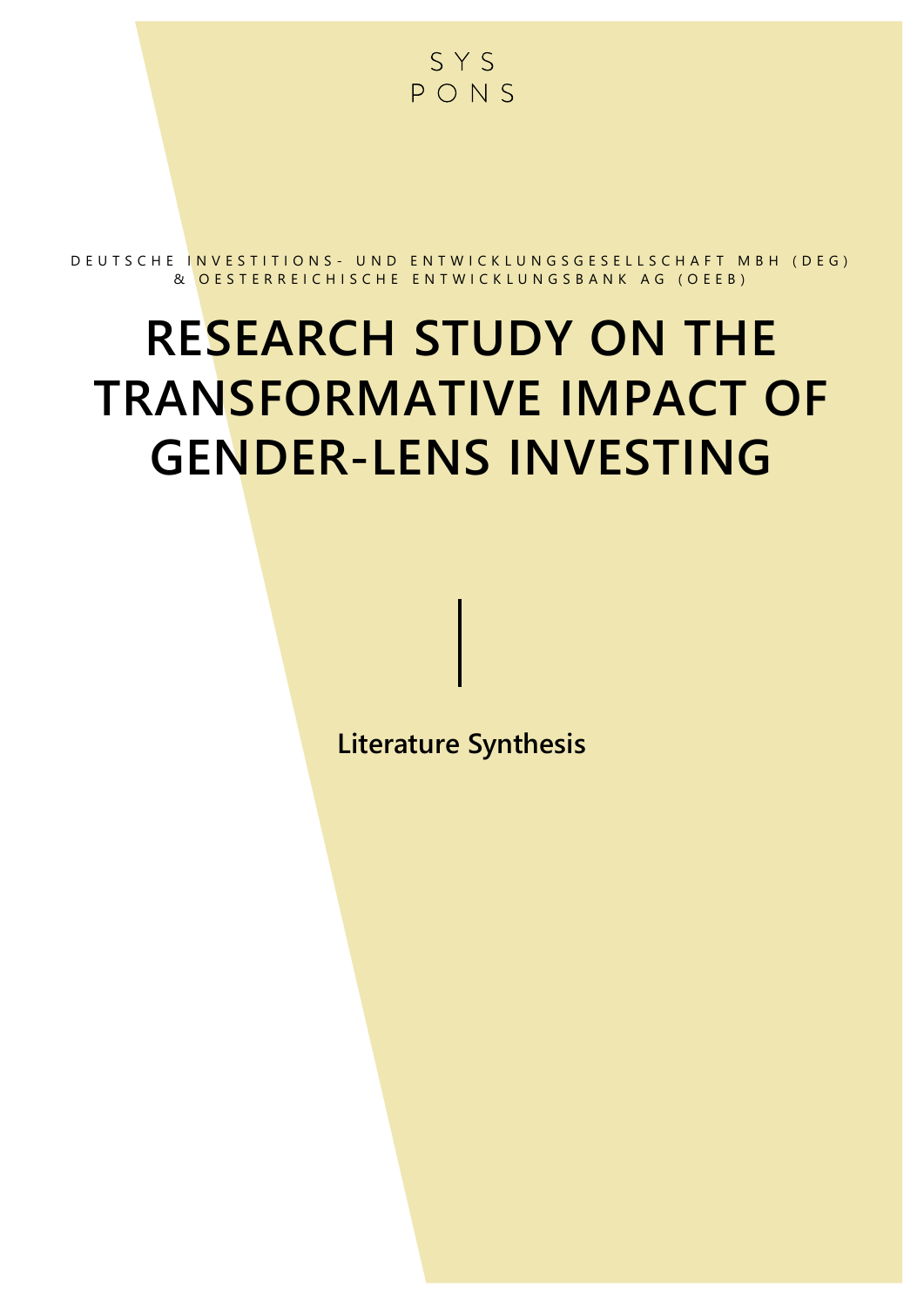SYS PONS

DEUTSCHE INVESTITIONS- UND ENTWICKLUNGSGESELLSCHAFT MBH (DEG) & OESTERREICHISCHE ENTWICKLUNGSBANK AG (OEEB)

# RESEARCH STUDY ON THE TRANSFORMATIVE IMPACT OF GENDER-LENS INVESTING

**Literature Synthesis**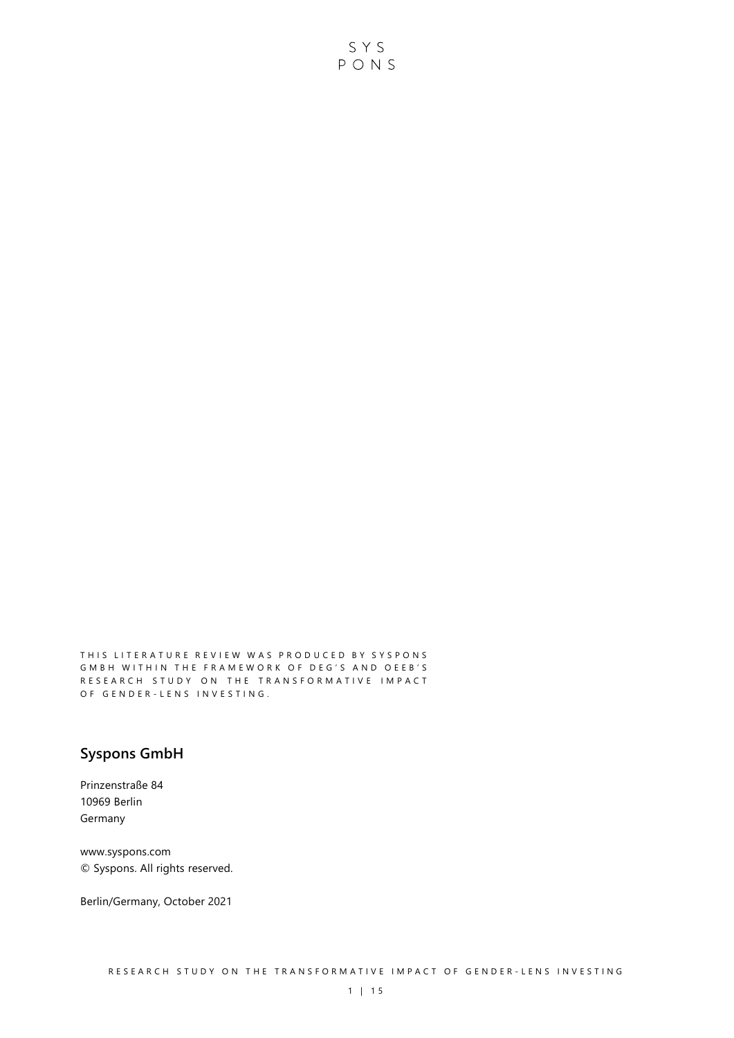SYS
PONS

THIS LITERATURE REVIEW WAS PRODUCED BY SYSPONS GMBH WITHIN THE FRAMEWORK OF DEG'S AND OEEB'S RESEARCH STUDY ON THE TRANSFORMATIVE IMPACT OF GENDER-LENS INVESTING.

## Syspons GmbH

Prinzenstraße 84
10969 Berlin
Germany

www.syspons.com
© Syspons. All rights reserved.

Berlin/Germany, October 2021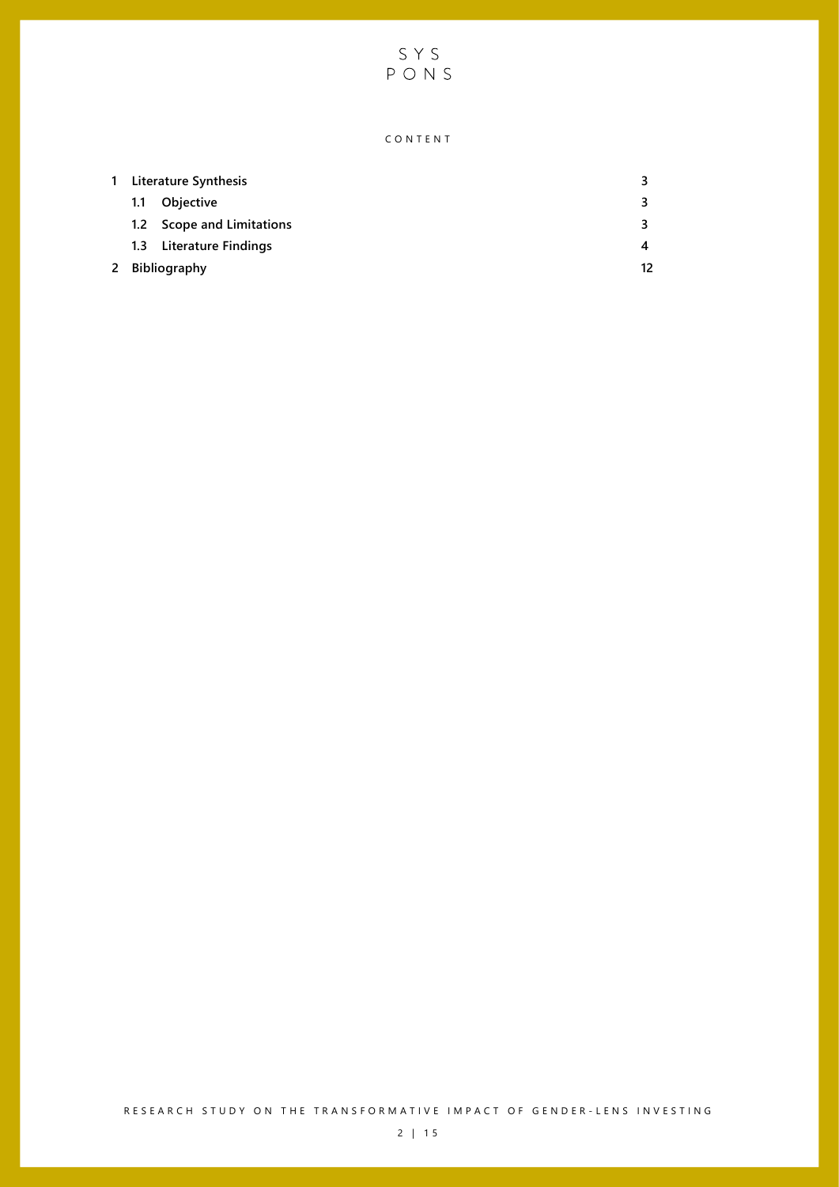SYS
PONS

CONTENT

| | | |
|---|---|---|
| 1 | Literature Synthesis | 3 |
| 1.1 | Objective | 3 |
| 1.2 | Scope and Limitations | 3 |
| 1.3 | Literature Findings | 4 |
| 2 | Bibliography | 12 |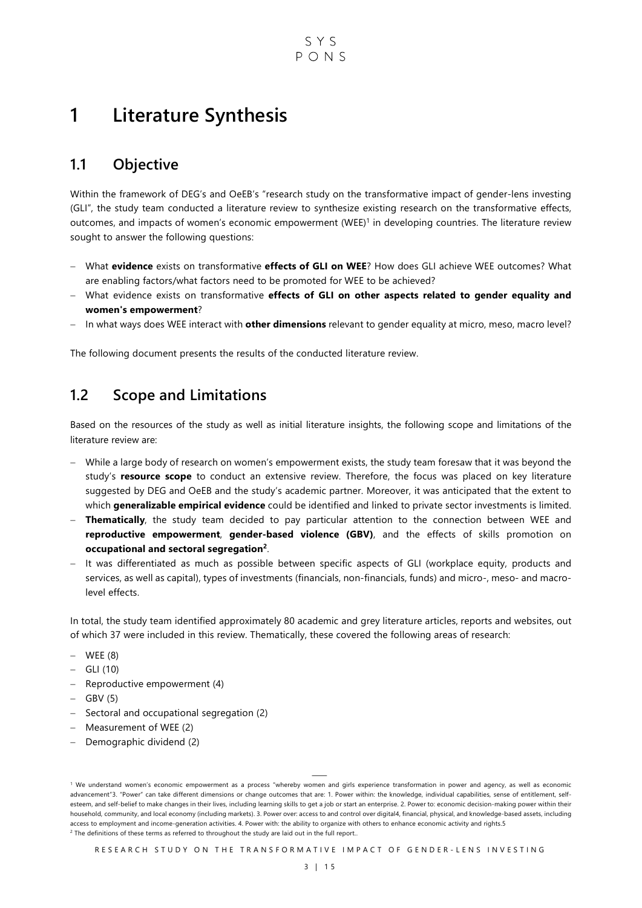# 1 Literature Synthesis

## 1.1 Objective

Within the framework of DEG's and OeEB's "research study on the transformative impact of gender-lens investing (GLI", the study team conducted a literature review to synthesize existing research on the transformative effects, outcomes, and impacts of women's economic empowerment (WEE)[1] in developing countries. The literature review sought to answer the following questions:

- What **evidence** exists on transformative **effects of GLI on WEE**? How does GLI achieve WEE outcomes? What are enabling factors/what factors need to be promoted for WEE to be achieved?
- What evidence exists on transformative **effects of GLI on other aspects related to gender equality and women's empowerment**?
- In what ways does WEE interact with **other dimensions** relevant to gender equality at micro, meso, macro level?

The following document presents the results of the conducted literature review.

## 1.2 Scope and Limitations

Based on the resources of the study as well as initial literature insights, the following scope and limitations of the literature review are:

- While a large body of research on women's empowerment exists, the study team foresaw that it was beyond the study's **resource scope** to conduct an extensive review. Therefore, the focus was placed on key literature suggested by DEG and OeEB and the study's academic partner. Moreover, it was anticipated that the extent to which **generalizable empirical evidence** could be identified and linked to private sector investments is limited.
- **Thematically**, the study team decided to pay particular attention to the connection between WEE and **reproductive empowerment**, **gender-based violence (GBV)**, and the effects of skills promotion on **occupational and sectoral segregation[2]**.
- It was differentiated as much as possible between specific aspects of GLI (workplace equity, products and services, as well as capital), types of investments (financials, non-financials, funds) and micro-, meso- and macro-level effects.

In total, the study team identified approximately 80 academic and grey literature articles, reports and websites, out of which 37 were included in this review. Thematically, these covered the following areas of research:

- WEE (8)
- GLI (10)
- Reproductive empowerment (4)
- GBV (5)
- Sectoral and occupational segregation (2)
- Measurement of WEE (2)
- Demographic dividend (2)

---

[1] We understand women's economic empowerment as a process "whereby women and girls experience transformation in power and agency, as well as economic advancement"3. "Power" can take different dimensions or change outcomes that are: 1. Power within: the knowledge, individual capabilities, sense of entitlement, self-esteem, and self-belief to make changes in their lives, including learning skills to get a job or start an enterprise. 2. Power to: economic decision-making power within their household, community, and local economy (including markets). 3. Power over: access to and control over digital4, financial, physical, and knowledge-based assets, including access to employment and income-generation activities. 4. Power with: the ability to organize with others to enhance economic activity and rights.5

[2] The definitions of these terms as referred to throughout the study are laid out in the full report..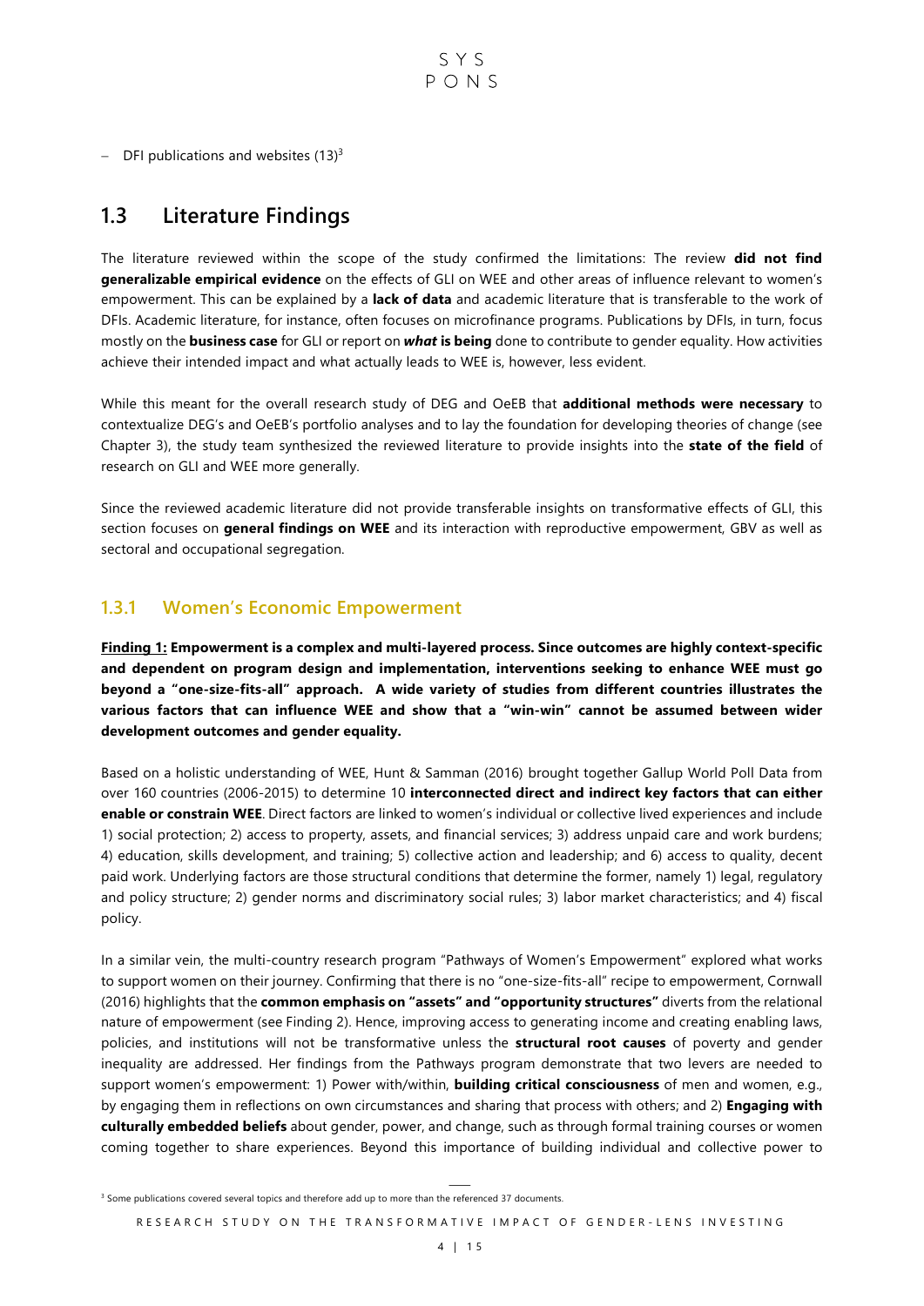- DFI publications and websites (13)[3]

## 1.3 Literature Findings

The literature reviewed within the scope of the study confirmed the limitations: The review **did not find generalizable empirical evidence** on the effects of GLI on WEE and other areas of influence relevant to women's empowerment. This can be explained by a **lack of data** and academic literature that is transferable to the work of DFIs. Academic literature, for instance, often focuses on microfinance programs. Publications by DFIs, in turn, focus mostly on the **business case** for GLI or report on ***what* is being** done to contribute to gender equality. How activities achieve their intended impact and what actually leads to WEE is, however, less evident.

While this meant for the overall research study of DEG and OeEB that **additional methods were necessary** to contextualize DEG's and OeEB's portfolio analyses and to lay the foundation for developing theories of change (see Chapter 3), the study team synthesized the reviewed literature to provide insights into the **state of the field** of research on GLI and WEE more generally.

Since the reviewed academic literature did not provide transferable insights on transformative effects of GLI, this section focuses on **general findings on WEE** and its interaction with reproductive empowerment, GBV as well as sectoral and occupational segregation.

### 1.3.1 Women's Economic Empowerment

**<u>Finding 1:</u> Empowerment is a complex and multi-layered process. Since outcomes are highly context-specific and dependent on program design and implementation, interventions seeking to enhance WEE must go beyond a "one-size-fits-all" approach. A wide variety of studies from different countries illustrates the various factors that can influence WEE and show that a "win-win" cannot be assumed between wider development outcomes and gender equality.**

Based on a holistic understanding of WEE, Hunt & Samman (2016) brought together Gallup World Poll Data from over 160 countries (2006-2015) to determine 10 **interconnected direct and indirect key factors that can either enable or constrain WEE**. Direct factors are linked to women's individual or collective lived experiences and include 1) social protection; 2) access to property, assets, and financial services; 3) address unpaid care and work burdens; 4) education, skills development, and training; 5) collective action and leadership; and 6) access to quality, decent paid work. Underlying factors are those structural conditions that determine the former, namely 1) legal, regulatory and policy structure; 2) gender norms and discriminatory social rules; 3) labor market characteristics; and 4) fiscal policy.

In a similar vein, the multi-country research program "Pathways of Women's Empowerment" explored what works to support women on their journey. Confirming that there is no "one-size-fits-all" recipe to empowerment, Cornwall (2016) highlights that the **common emphasis on "assets" and "opportunity structures"** diverts from the relational nature of empowerment (see Finding 2). Hence, improving access to generating income and creating enabling laws, policies, and institutions will not be transformative unless the **structural root causes** of poverty and gender inequality are addressed. Her findings from the Pathways program demonstrate that two levers are needed to support women's empowerment: 1) Power with/within, **building critical consciousness** of men and women, e.g., by engaging them in reflections on own circumstances and sharing that process with others; and 2) **Engaging with culturally embedded beliefs** about gender, power, and change, such as through formal training courses or women coming together to share experiences. Beyond this importance of building individual and collective power to

---

[3] Some publications covered several topics and therefore add up to more than the referenced 37 documents.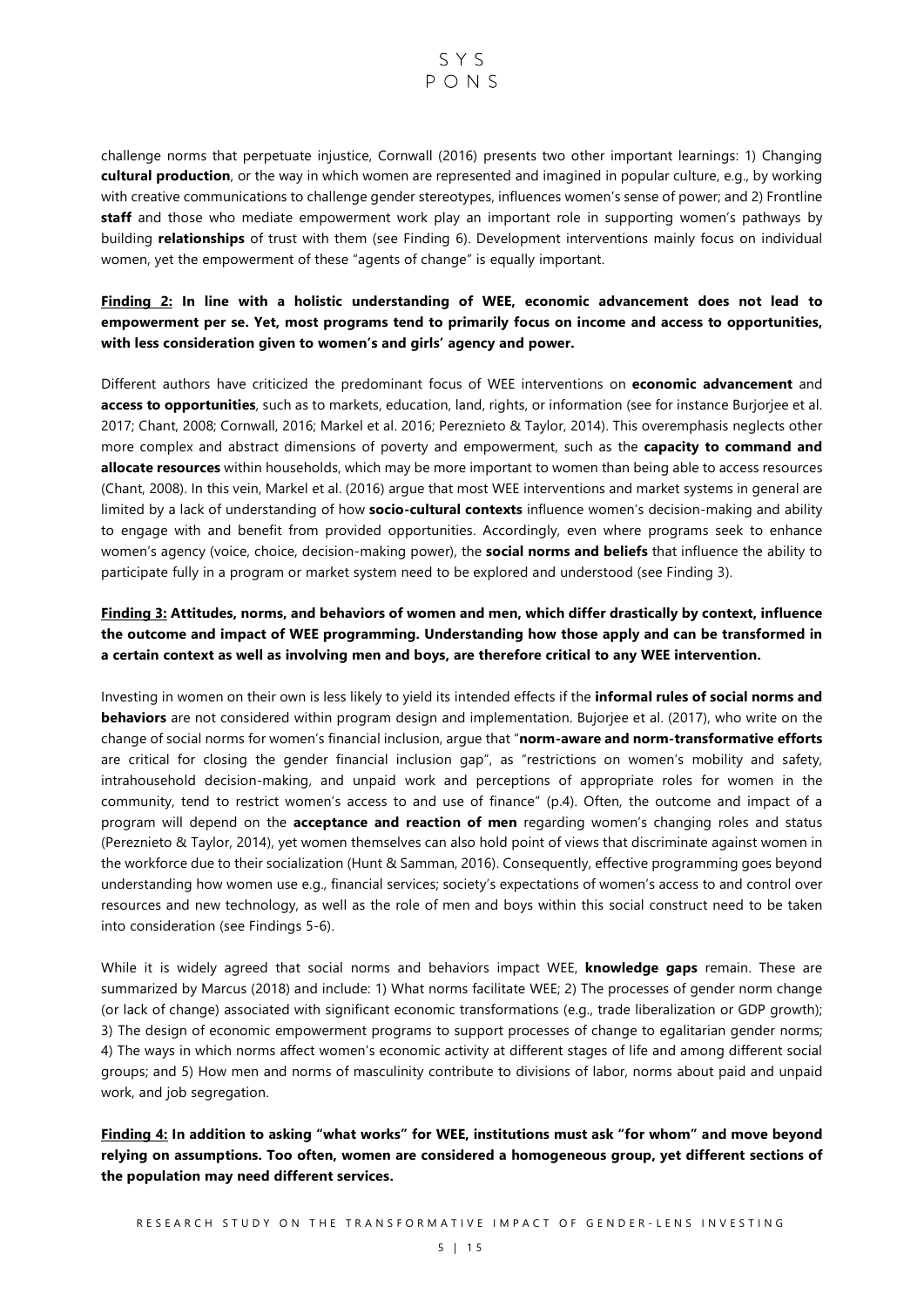challenge norms that perpetuate injustice, Cornwall (2016) presents two other important learnings: 1) Changing **cultural production**, or the way in which women are represented and imagined in popular culture, e.g., by working with creative communications to challenge gender stereotypes, influences women's sense of power; and 2) Frontline **staff** and those who mediate empowerment work play an important role in supporting women's pathways by building **relationships** of trust with them (see Finding 6). Development interventions mainly focus on individual women, yet the empowerment of these "agents of change" is equally important.

**Finding 2: In line with a holistic understanding of WEE, economic advancement does not lead to empowerment per se. Yet, most programs tend to primarily focus on income and access to opportunities, with less consideration given to women's and girls' agency and power.**

Different authors have criticized the predominant focus of WEE interventions on **economic advancement** and **access to opportunities**, such as to markets, education, land, rights, or information (see for instance Burjorjee et al. 2017; Chant, 2008; Cornwall, 2016; Markel et al. 2016; Pereznieto & Taylor, 2014). This overemphasis neglects other more complex and abstract dimensions of poverty and empowerment, such as the **capacity to command and allocate resources** within households, which may be more important to women than being able to access resources (Chant, 2008). In this vein, Markel et al. (2016) argue that most WEE interventions and market systems in general are limited by a lack of understanding of how **socio-cultural contexts** influence women's decision-making and ability to engage with and benefit from provided opportunities. Accordingly, even where programs seek to enhance women's agency (voice, choice, decision-making power), the **social norms and beliefs** that influence the ability to participate fully in a program or market system need to be explored and understood (see Finding 3).

**Finding 3: Attitudes, norms, and behaviors of women and men, which differ drastically by context, influence the outcome and impact of WEE programming. Understanding how those apply and can be transformed in a certain context as well as involving men and boys, are therefore critical to any WEE intervention.**

Investing in women on their own is less likely to yield its intended effects if the **informal rules of social norms and behaviors** are not considered within program design and implementation. Bujorjee et al. (2017), who write on the change of social norms for women's financial inclusion, argue that "**norm-aware and norm-transformative efforts** are critical for closing the gender financial inclusion gap", as "restrictions on women's mobility and safety, intrahousehold decision-making, and unpaid work and perceptions of appropriate roles for women in the community, tend to restrict women's access to and use of finance" (p.4). Often, the outcome and impact of a program will depend on the **acceptance and reaction of men** regarding women's changing roles and status (Pereznieto & Taylor, 2014), yet women themselves can also hold point of views that discriminate against women in the workforce due to their socialization (Hunt & Samman, 2016). Consequently, effective programming goes beyond understanding how women use e.g., financial services; society's expectations of women's access to and control over resources and new technology, as well as the role of men and boys within this social construct need to be taken into consideration (see Findings 5-6).

While it is widely agreed that social norms and behaviors impact WEE, **knowledge gaps** remain. These are summarized by Marcus (2018) and include: 1) What norms facilitate WEE; 2) The processes of gender norm change (or lack of change) associated with significant economic transformations (e.g., trade liberalization or GDP growth); 3) The design of economic empowerment programs to support processes of change to egalitarian gender norms; 4) The ways in which norms affect women's economic activity at different stages of life and among different social groups; and 5) How men and norms of masculinity contribute to divisions of labor, norms about paid and unpaid work, and job segregation.

**Finding 4: In addition to asking "what works" for WEE, institutions must ask "for whom" and move beyond relying on assumptions. Too often, women are considered a homogeneous group, yet different sections of the population may need different services.**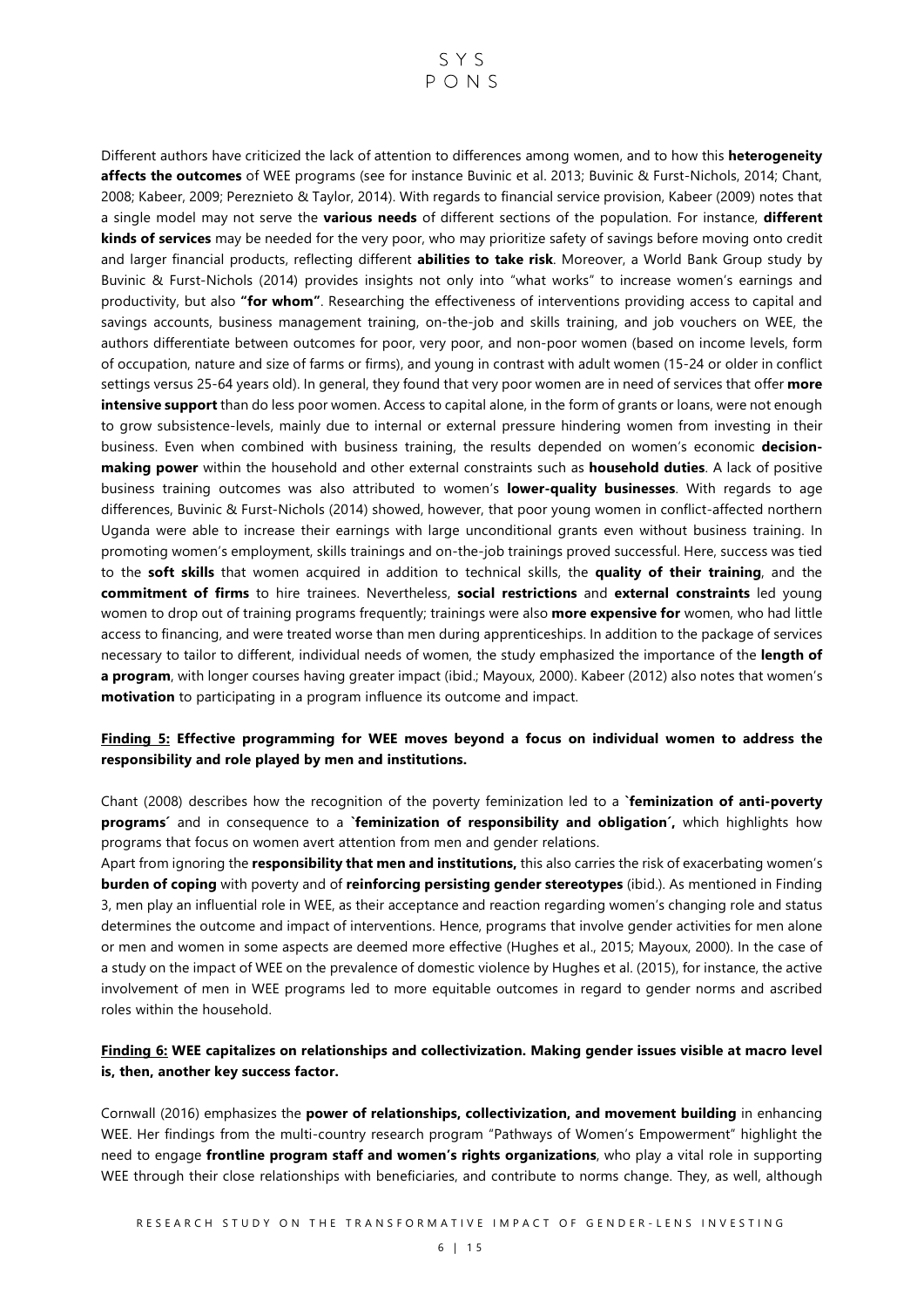Different authors have criticized the lack of attention to differences among women, and to how this **heterogeneity affects the outcomes** of WEE programs (see for instance Buvinic et al. 2013; Buvinic & Furst-Nichols, 2014; Chant, 2008; Kabeer, 2009; Pereznieto & Taylor, 2014). With regards to financial service provision, Kabeer (2009) notes that a single model may not serve the **various needs** of different sections of the population. For instance, **different kinds of services** may be needed for the very poor, who may prioritize safety of savings before moving onto credit and larger financial products, reflecting different **abilities to take risk**. Moreover, a World Bank Group study by Buvinic & Furst-Nichols (2014) provides insights not only into "what works" to increase women's earnings and productivity, but also **"for whom"**. Researching the effectiveness of interventions providing access to capital and savings accounts, business management training, on-the-job and skills training, and job vouchers on WEE, the authors differentiate between outcomes for poor, very poor, and non-poor women (based on income levels, form of occupation, nature and size of farms or firms), and young in contrast with adult women (15-24 or older in conflict settings versus 25-64 years old). In general, they found that very poor women are in need of services that offer **more intensive support** than do less poor women. Access to capital alone, in the form of grants or loans, were not enough to grow subsistence-levels, mainly due to internal or external pressure hindering women from investing in their business. Even when combined with business training, the results depended on women's economic **decision-making power** within the household and other external constraints such as **household duties**. A lack of positive business training outcomes was also attributed to women's **lower-quality businesses**. With regards to age differences, Buvinic & Furst-Nichols (2014) showed, however, that poor young women in conflict-affected northern Uganda were able to increase their earnings with large unconditional grants even without business training. In promoting women's employment, skills trainings and on-the-job trainings proved successful. Here, success was tied to the **soft skills** that women acquired in addition to technical skills, the **quality of their training**, and the **commitment of firms** to hire trainees. Nevertheless, **social restrictions** and **external constraints** led young women to drop out of training programs frequently; trainings were also **more expensive for** women, who had little access to financing, and were treated worse than men during apprenticeships. In addition to the package of services necessary to tailor to different, individual needs of women, the study emphasized the importance of the **length of a program**, with longer courses having greater impact (ibid.; Mayoux, 2000). Kabeer (2012) also notes that women's **motivation** to participating in a program influence its outcome and impact.

**Finding 5: Effective programming for WEE moves beyond a focus on individual women to address the responsibility and role played by men and institutions.**

Chant (2008) describes how the recognition of the poverty feminization led to a **`feminization of anti-poverty programs´** and in consequence to a **`feminization of responsibility and obligation´,** which highlights how programs that focus on women avert attention from men and gender relations.

Apart from ignoring the **responsibility that men and institutions,** this also carries the risk of exacerbating women's **burden of coping** with poverty and of **reinforcing persisting gender stereotypes** (ibid.). As mentioned in Finding 3, men play an influential role in WEE, as their acceptance and reaction regarding women's changing role and status determines the outcome and impact of interventions. Hence, programs that involve gender activities for men alone or men and women in some aspects are deemed more effective (Hughes et al., 2015; Mayoux, 2000). In the case of a study on the impact of WEE on the prevalence of domestic violence by Hughes et al. (2015), for instance, the active involvement of men in WEE programs led to more equitable outcomes in regard to gender norms and ascribed roles within the household.

**Finding 6: WEE capitalizes on relationships and collectivization. Making gender issues visible at macro level is, then, another key success factor.**

Cornwall (2016) emphasizes the **power of relationships, collectivization, and movement building** in enhancing WEE. Her findings from the multi-country research program "Pathways of Women's Empowerment" highlight the need to engage **frontline program staff and women's rights organizations**, who play a vital role in supporting WEE through their close relationships with beneficiaries, and contribute to norms change. They, as well, although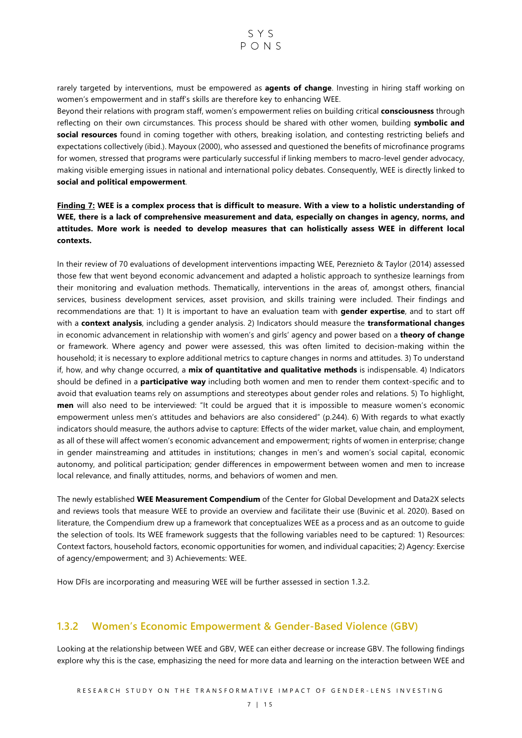rarely targeted by interventions, must be empowered as **agents of change**. Investing in hiring staff working on women's empowerment and in staff's skills are therefore key to enhancing WEE.

Beyond their relations with program staff, women's empowerment relies on building critical **consciousness** through reflecting on their own circumstances. This process should be shared with other women, building **symbolic and social resources** found in coming together with others, breaking isolation, and contesting restricting beliefs and expectations collectively (ibid.). Mayoux (2000), who assessed and questioned the benefits of microfinance programs for women, stressed that programs were particularly successful if linking members to macro-level gender advocacy, making visible emerging issues in national and international policy debates. Consequently, WEE is directly linked to **social and political empowerment**.

**Finding 7: WEE is a complex process that is difficult to measure. With a view to a holistic understanding of WEE, there is a lack of comprehensive measurement and data, especially on changes in agency, norms, and attitudes. More work is needed to develop measures that can holistically assess WEE in different local contexts.**

In their review of 70 evaluations of development interventions impacting WEE, Pereznieto & Taylor (2014) assessed those few that went beyond economic advancement and adapted a holistic approach to synthesize learnings from their monitoring and evaluation methods. Thematically, interventions in the areas of, amongst others, financial services, business development services, asset provision, and skills training were included. Their findings and recommendations are that: 1) It is important to have an evaluation team with **gender expertise**, and to start off with a **context analysis**, including a gender analysis. 2) Indicators should measure the **transformational changes** in economic advancement in relationship with women's and girls' agency and power based on a **theory of change** or framework. Where agency and power were assessed, this was often limited to decision-making within the household; it is necessary to explore additional metrics to capture changes in norms and attitudes. 3) To understand if, how, and why change occurred, a **mix of quantitative and qualitative methods** is indispensable. 4) Indicators should be defined in a **participative way** including both women and men to render them context-specific and to avoid that evaluation teams rely on assumptions and stereotypes about gender roles and relations. 5) To highlight, **men** will also need to be interviewed: "It could be argued that it is impossible to measure women's economic empowerment unless men's attitudes and behaviors are also considered" (p.244). 6) With regards to what exactly indicators should measure, the authors advise to capture: Effects of the wider market, value chain, and employment, as all of these will affect women's economic advancement and empowerment; rights of women in enterprise; change in gender mainstreaming and attitudes in institutions; changes in men's and women's social capital, economic autonomy, and political participation; gender differences in empowerment between women and men to increase local relevance, and finally attitudes, norms, and behaviors of women and men.

The newly established **WEE Measurement Compendium** of the Center for Global Development and Data2X selects and reviews tools that measure WEE to provide an overview and facilitate their use (Buvinic et al. 2020). Based on literature, the Compendium drew up a framework that conceptualizes WEE as a process and as an outcome to guide the selection of tools. Its WEE framework suggests that the following variables need to be captured: 1) Resources: Context factors, household factors, economic opportunities for women, and individual capacities; 2) Agency: Exercise of agency/empowerment; and 3) Achievements: WEE.

How DFIs are incorporating and measuring WEE will be further assessed in section 1.3.2.

### 1.3.2 Women's Economic Empowerment & Gender-Based Violence (GBV)

Looking at the relationship between WEE and GBV, WEE can either decrease or increase GBV. The following findings explore why this is the case, emphasizing the need for more data and learning on the interaction between WEE and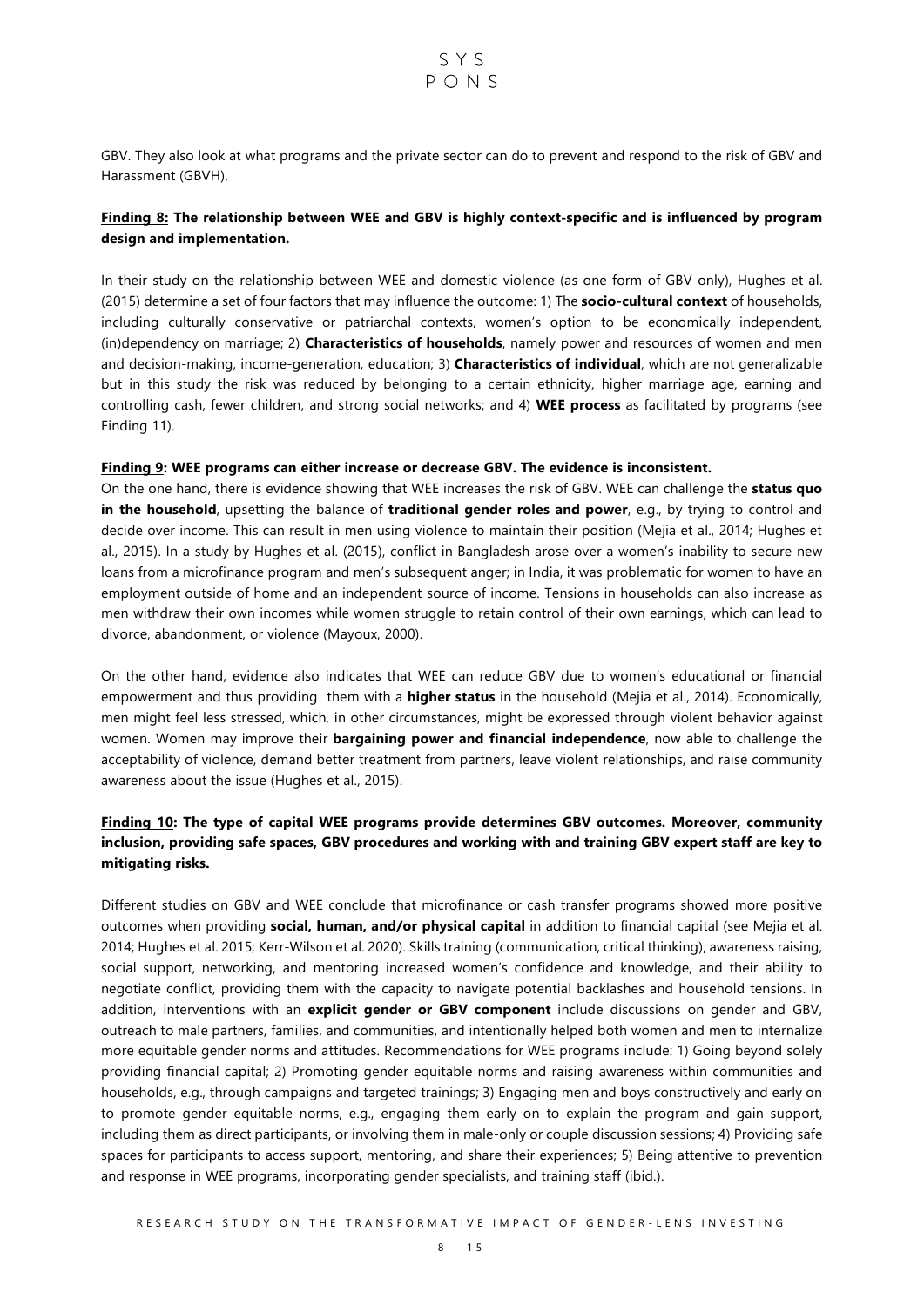GBV. They also look at what programs and the private sector can do to prevent and respond to the risk of GBV and Harassment (GBVH).

**Finding 8: The relationship between WEE and GBV is highly context-specific and is influenced by program design and implementation.**

In their study on the relationship between WEE and domestic violence (as one form of GBV only), Hughes et al. (2015) determine a set of four factors that may influence the outcome: 1) The **socio-cultural context** of households, including culturally conservative or patriarchal contexts, women's option to be economically independent, (in)dependency on marriage; 2) **Characteristics of households**, namely power and resources of women and men and decision-making, income-generation, education; 3) **Characteristics of individual**, which are not generalizable but in this study the risk was reduced by belonging to a certain ethnicity, higher marriage age, earning and controlling cash, fewer children, and strong social networks; and 4) **WEE process** as facilitated by programs (see Finding 11).

**Finding 9: WEE programs can either increase or decrease GBV. The evidence is inconsistent.**

On the one hand, there is evidence showing that WEE increases the risk of GBV. WEE can challenge the **status quo in the household**, upsetting the balance of **traditional gender roles and power**, e.g., by trying to control and decide over income. This can result in men using violence to maintain their position (Mejia et al., 2014; Hughes et al., 2015). In a study by Hughes et al. (2015), conflict in Bangladesh arose over a women's inability to secure new loans from a microfinance program and men's subsequent anger; in India, it was problematic for women to have an employment outside of home and an independent source of income. Tensions in households can also increase as men withdraw their own incomes while women struggle to retain control of their own earnings, which can lead to divorce, abandonment, or violence (Mayoux, 2000).

On the other hand, evidence also indicates that WEE can reduce GBV due to women's educational or financial empowerment and thus providing them with a **higher status** in the household (Mejia et al., 2014). Economically, men might feel less stressed, which, in other circumstances, might be expressed through violent behavior against women. Women may improve their **bargaining power and financial independence**, now able to challenge the acceptability of violence, demand better treatment from partners, leave violent relationships, and raise community awareness about the issue (Hughes et al., 2015).

**Finding 10: The type of capital WEE programs provide determines GBV outcomes. Moreover, community inclusion, providing safe spaces, GBV procedures and working with and training GBV expert staff are key to mitigating risks.**

Different studies on GBV and WEE conclude that microfinance or cash transfer programs showed more positive outcomes when providing **social, human, and/or physical capital** in addition to financial capital (see Mejia et al. 2014; Hughes et al. 2015; Kerr-Wilson et al. 2020). Skills training (communication, critical thinking), awareness raising, social support, networking, and mentoring increased women's confidence and knowledge, and their ability to negotiate conflict, providing them with the capacity to navigate potential backlashes and household tensions. In addition, interventions with an **explicit gender or GBV component** include discussions on gender and GBV, outreach to male partners, families, and communities, and intentionally helped both women and men to internalize more equitable gender norms and attitudes. Recommendations for WEE programs include: 1) Going beyond solely providing financial capital; 2) Promoting gender equitable norms and raising awareness within communities and households, e.g., through campaigns and targeted trainings; 3) Engaging men and boys constructively and early on to promote gender equitable norms, e.g., engaging them early on to explain the program and gain support, including them as direct participants, or involving them in male-only or couple discussion sessions; 4) Providing safe spaces for participants to access support, mentoring, and share their experiences; 5) Being attentive to prevention and response in WEE programs, incorporating gender specialists, and training staff (ibid.).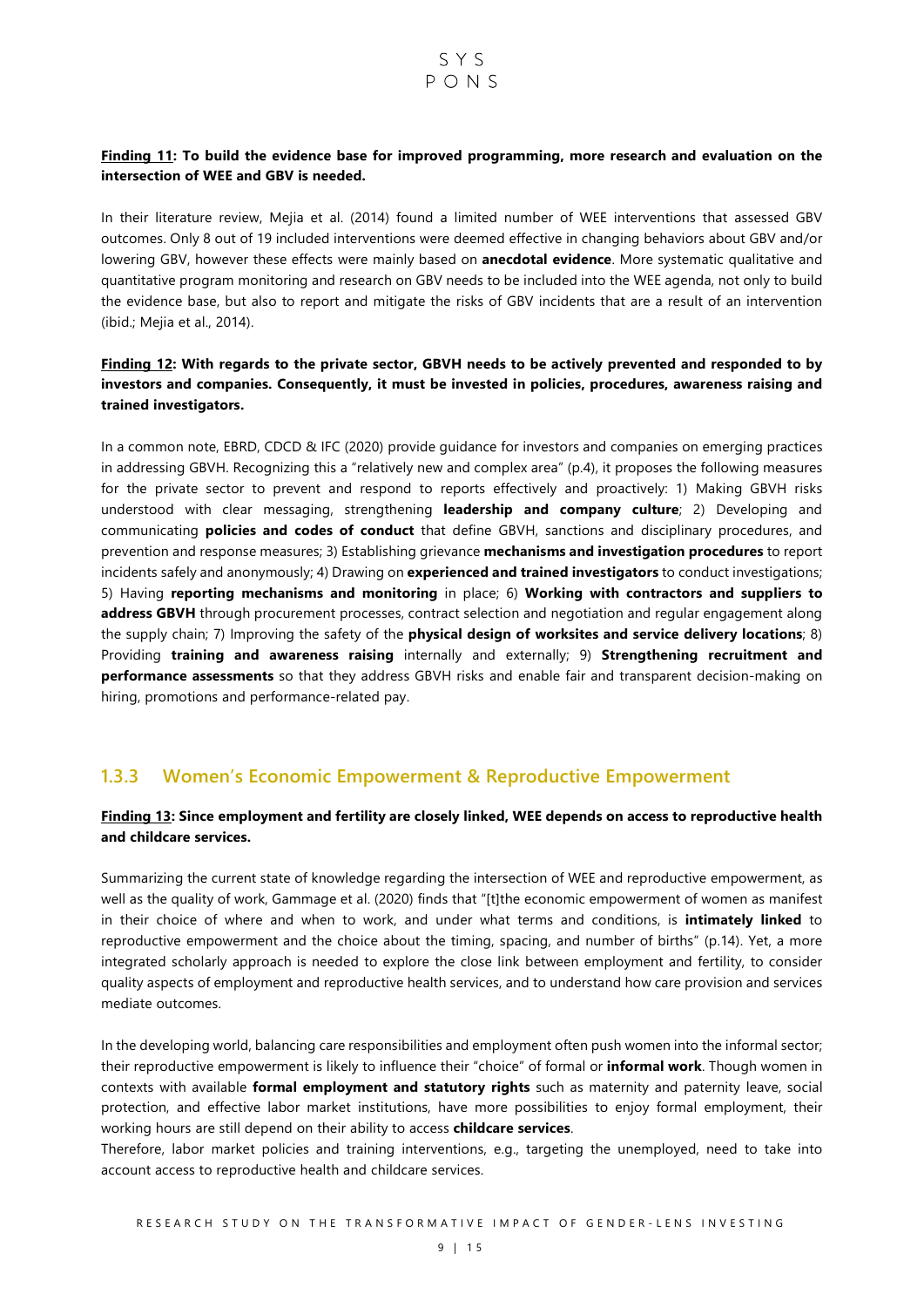**<u>Finding 11</u>: To build the evidence base for improved programming, more research and evaluation on the intersection of WEE and GBV is needed.**

In their literature review, Mejia et al. (2014) found a limited number of WEE interventions that assessed GBV outcomes. Only 8 out of 19 included interventions were deemed effective in changing behaviors about GBV and/or lowering GBV, however these effects were mainly based on **anecdotal evidence**. More systematic qualitative and quantitative program monitoring and research on GBV needs to be included into the WEE agenda, not only to build the evidence base, but also to report and mitigate the risks of GBV incidents that are a result of an intervention (ibid.; Mejia et al., 2014).

**<u>Finding 12</u>: With regards to the private sector, GBVH needs to be actively prevented and responded to by investors and companies. Consequently, it must be invested in policies, procedures, awareness raising and trained investigators.**

In a common note, EBRD, CDCD & IFC (2020) provide guidance for investors and companies on emerging practices in addressing GBVH. Recognizing this a "relatively new and complex area" (p.4), it proposes the following measures for the private sector to prevent and respond to reports effectively and proactively: 1) Making GBVH risks understood with clear messaging, strengthening **leadership and company culture**; 2) Developing and communicating **policies and codes of conduct** that define GBVH, sanctions and disciplinary procedures, and prevention and response measures; 3) Establishing grievance **mechanisms and investigation procedures** to report incidents safely and anonymously; 4) Drawing on **experienced and trained investigators** to conduct investigations; 5) Having **reporting mechanisms and monitoring** in place; 6) **Working with contractors and suppliers to address GBVH** through procurement processes, contract selection and negotiation and regular engagement along the supply chain; 7) Improving the safety of the **physical design of worksites and service delivery locations**; 8) Providing **training and awareness raising** internally and externally; 9) **Strengthening recruitment and performance assessments** so that they address GBVH risks and enable fair and transparent decision-making on hiring, promotions and performance-related pay.

### 1.3.3 Women's Economic Empowerment & Reproductive Empowerment

**<u>Finding 13</u>: Since employment and fertility are closely linked, WEE depends on access to reproductive health and childcare services.**

Summarizing the current state of knowledge regarding the intersection of WEE and reproductive empowerment, as well as the quality of work, Gammage et al. (2020) finds that "[t]the economic empowerment of women as manifest in their choice of where and when to work, and under what terms and conditions, is **intimately linked** to reproductive empowerment and the choice about the timing, spacing, and number of births" (p.14). Yet, a more integrated scholarly approach is needed to explore the close link between employment and fertility, to consider quality aspects of employment and reproductive health services, and to understand how care provision and services mediate outcomes.

In the developing world, balancing care responsibilities and employment often push women into the informal sector; their reproductive empowerment is likely to influence their "choice" of formal or **informal work**. Though women in contexts with available **formal employment and statutory rights** such as maternity and paternity leave, social protection, and effective labor market institutions, have more possibilities to enjoy formal employment, their working hours are still depend on their ability to access **childcare services**.

Therefore, labor market policies and training interventions, e.g., targeting the unemployed, need to take into account access to reproductive health and childcare services.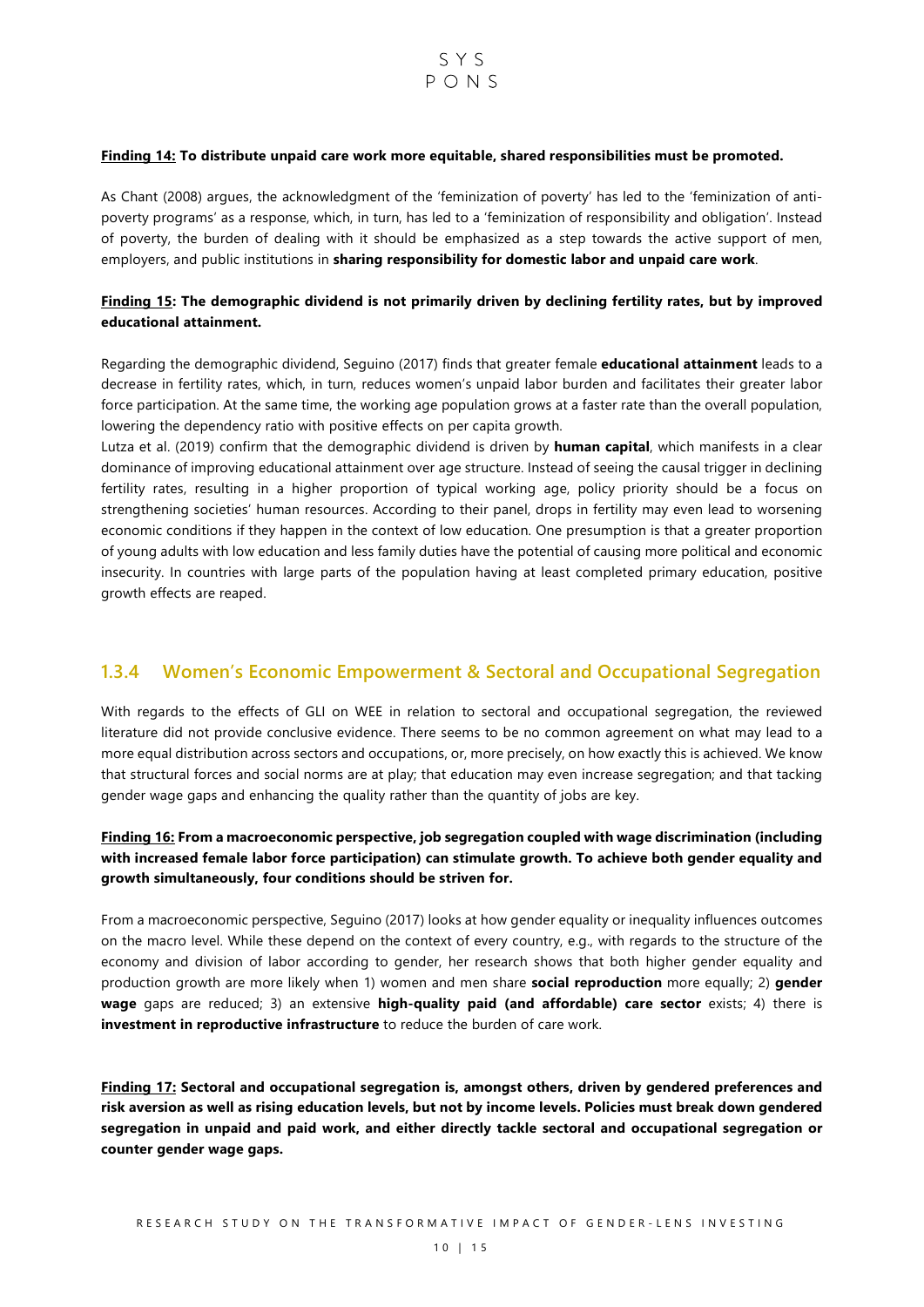**<u>Finding 14:</u> To distribute unpaid care work more equitable, shared responsibilities must be promoted.**

As Chant (2008) argues, the acknowledgment of the 'feminization of poverty' has led to the 'feminization of anti-poverty programs' as a response, which, in turn, has led to a 'feminization of responsibility and obligation'. Instead of poverty, the burden of dealing with it should be emphasized as a step towards the active support of men, employers, and public institutions in **sharing responsibility for domestic labor and unpaid care work**.

**<u>Finding 15</u>: The demographic dividend is not primarily driven by declining fertility rates, but by improved educational attainment.**

Regarding the demographic dividend, Seguino (2017) finds that greater female **educational attainment** leads to a decrease in fertility rates, which, in turn, reduces women's unpaid labor burden and facilitates their greater labor force participation. At the same time, the working age population grows at a faster rate than the overall population, lowering the dependency ratio with positive effects on per capita growth.

Lutza et al. (2019) confirm that the demographic dividend is driven by **human capital**, which manifests in a clear dominance of improving educational attainment over age structure. Instead of seeing the causal trigger in declining fertility rates, resulting in a higher proportion of typical working age, policy priority should be a focus on strengthening societies' human resources. According to their panel, drops in fertility may even lead to worsening economic conditions if they happen in the context of low education. One presumption is that a greater proportion of young adults with low education and less family duties have the potential of causing more political and economic insecurity. In countries with large parts of the population having at least completed primary education, positive growth effects are reaped.

### 1.3.4 Women's Economic Empowerment & Sectoral and Occupational Segregation

With regards to the effects of GLI on WEE in relation to sectoral and occupational segregation, the reviewed literature did not provide conclusive evidence. There seems to be no common agreement on what may lead to a more equal distribution across sectors and occupations, or, more precisely, on how exactly this is achieved. We know that structural forces and social norms are at play; that education may even increase segregation; and that tacking gender wage gaps and enhancing the quality rather than the quantity of jobs are key.

**<u>Finding 16:</u> From a macroeconomic perspective, job segregation coupled with wage discrimination (including with increased female labor force participation) can stimulate growth. To achieve both gender equality and growth simultaneously, four conditions should be striven for.**

From a macroeconomic perspective, Seguino (2017) looks at how gender equality or inequality influences outcomes on the macro level. While these depend on the context of every country, e.g., with regards to the structure of the economy and division of labor according to gender, her research shows that both higher gender equality and production growth are more likely when 1) women and men share **social reproduction** more equally; 2) **gender wage** gaps are reduced; 3) an extensive **high-quality paid (and affordable) care sector** exists; 4) there is **investment in reproductive infrastructure** to reduce the burden of care work.

**<u>Finding 17:</u> Sectoral and occupational segregation is, amongst others, driven by gendered preferences and risk aversion as well as rising education levels, but not by income levels. Policies must break down gendered segregation in unpaid and paid work, and either directly tackle sectoral and occupational segregation or counter gender wage gaps.**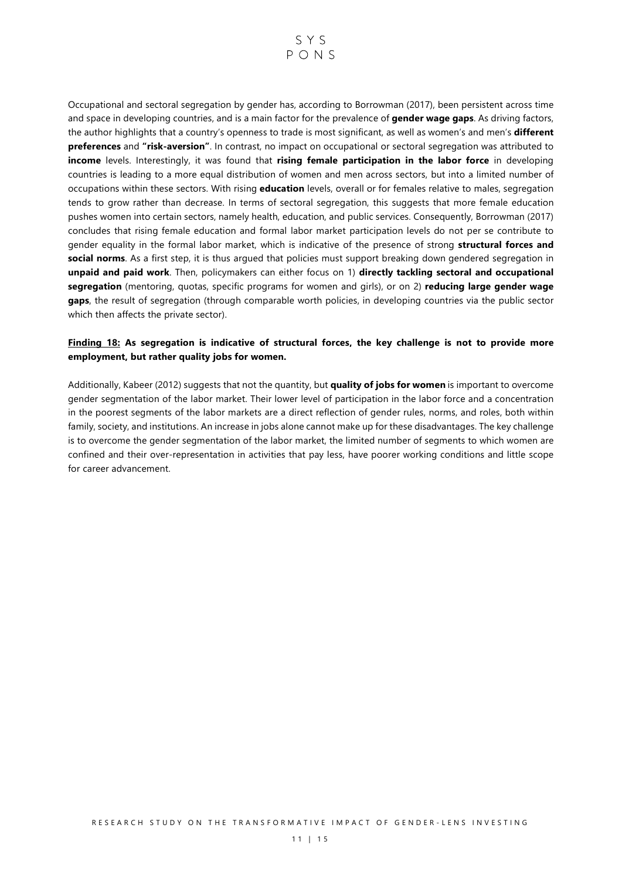Occupational and sectoral segregation by gender has, according to Borrowman (2017), been persistent across time and space in developing countries, and is a main factor for the prevalence of **gender wage gaps**. As driving factors, the author highlights that a country's openness to trade is most significant, as well as women's and men's **different preferences** and **"risk-aversion"**. In contrast, no impact on occupational or sectoral segregation was attributed to **income** levels. Interestingly, it was found that **rising female participation in the labor force** in developing countries is leading to a more equal distribution of women and men across sectors, but into a limited number of occupations within these sectors. With rising **education** levels, overall or for females relative to males, segregation tends to grow rather than decrease. In terms of sectoral segregation, this suggests that more female education pushes women into certain sectors, namely health, education, and public services. Consequently, Borrowman (2017) concludes that rising female education and formal labor market participation levels do not per se contribute to gender equality in the formal labor market, which is indicative of the presence of strong **structural forces and social norms**. As a first step, it is thus argued that policies must support breaking down gendered segregation in **unpaid and paid work**. Then, policymakers can either focus on 1) **directly tackling sectoral and occupational segregation** (mentoring, quotas, specific programs for women and girls), or on 2) **reducing large gender wage gaps**, the result of segregation (through comparable worth policies, in developing countries via the public sector which then affects the private sector).

**<u>Finding 18:</u> As segregation is indicative of structural forces, the key challenge is not to provide more employment, but rather quality jobs for women.**

Additionally, Kabeer (2012) suggests that not the quantity, but **quality of jobs for women** is important to overcome gender segmentation of the labor market. Their lower level of participation in the labor force and a concentration in the poorest segments of the labor markets are a direct reflection of gender rules, norms, and roles, both within family, society, and institutions. An increase in jobs alone cannot make up for these disadvantages. The key challenge is to overcome the gender segmentation of the labor market, the limited number of segments to which women are confined and their over-representation in activities that pay less, have poorer working conditions and little scope for career advancement.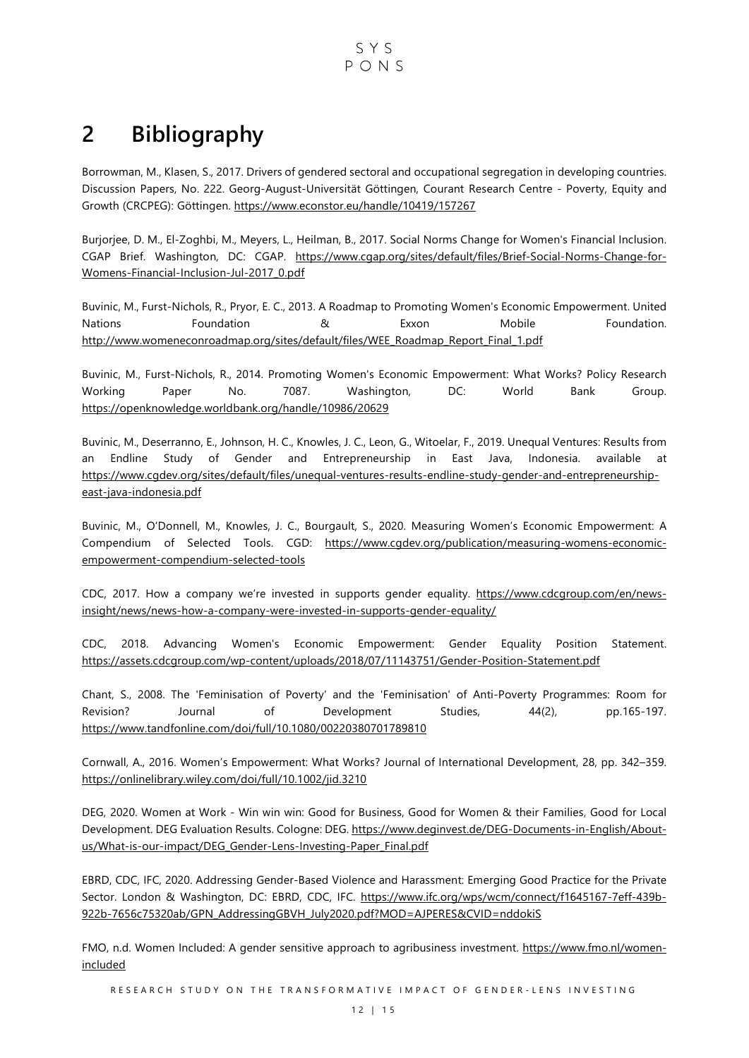# 2 Bibliography

Borrowman, M., Klasen, S., 2017. Drivers of gendered sectoral and occupational segregation in developing countries. Discussion Papers, No. 222. Georg-August-Universität Göttingen, Courant Research Centre - Poverty, Equity and Growth (CRCPEG): Göttingen. https://www.econstor.eu/handle/10419/157267

Burjorjee, D. M., El-Zoghbi, M., Meyers, L., Heilman, B., 2017. Social Norms Change for Women's Financial Inclusion. CGAP Brief. Washington, DC: CGAP. https://www.cgap.org/sites/default/files/Brief-Social-Norms-Change-for-Womens-Financial-Inclusion-Jul-2017_0.pdf

Buvinic, M., Furst-Nichols, R., Pryor, E. C., 2013. A Roadmap to Promoting Women's Economic Empowerment. United Nations Foundation & Exxon Mobile Foundation. http://www.womeneconroadmap.org/sites/default/files/WEE_Roadmap_Report_Final_1.pdf

Buvinic, M., Furst-Nichols, R., 2014. Promoting Women's Economic Empowerment: What Works? Policy Research Working Paper No. 7087. Washington, DC: World Bank Group. https://openknowledge.worldbank.org/handle/10986/20629

Buvinic, M., Deserranno, E., Johnson, H. C., Knowles, J. C., Leon, G., Witoelar, F., 2019. Unequal Ventures: Results from an Endline Study of Gender and Entrepreneurship in East Java, Indonesia. available at https://www.cgdev.org/sites/default/files/unequal-ventures-results-endline-study-gender-and-entrepreneurship-east-java-indonesia.pdf

Buvinic, M., O'Donnell, M., Knowles, J. C., Bourgault, S., 2020. Measuring Women's Economic Empowerment: A Compendium of Selected Tools. CGD: https://www.cgdev.org/publication/measuring-womens-economic-empowerment-compendium-selected-tools

CDC, 2017. How a company we're invested in supports gender equality. https://www.cdcgroup.com/en/news-insight/news/news-how-a-company-were-invested-in-supports-gender-equality/

CDC, 2018. Advancing Women's Economic Empowerment: Gender Equality Position Statement. https://assets.cdcgroup.com/wp-content/uploads/2018/07/11143751/Gender-Position-Statement.pdf

Chant, S., 2008. The 'Feminisation of Poverty' and the 'Feminisation' of Anti-Poverty Programmes: Room for Revision? Journal of Development Studies, 44(2), pp.165-197. https://www.tandfonline.com/doi/full/10.1080/00220380701789810

Cornwall, A., 2016. Women's Empowerment: What Works? Journal of International Development, 28, pp. 342–359. https://onlinelibrary.wiley.com/doi/full/10.1002/jid.3210

DEG, 2020. Women at Work - Win win win: Good for Business, Good for Women & their Families, Good for Local Development. DEG Evaluation Results. Cologne: DEG. https://www.deginvest.de/DEG-Documents-in-English/About-us/What-is-our-impact/DEG_Gender-Lens-Investing-Paper_Final.pdf

EBRD, CDC, IFC, 2020. Addressing Gender-Based Violence and Harassment: Emerging Good Practice for the Private Sector. London & Washington, DC: EBRD, CDC, IFC. https://www.ifc.org/wps/wcm/connect/f1645167-7eff-439b-922b-7656c75320ab/GPN_AddressingGBVH_July2020.pdf?MOD=AJPERES&CVID=nddokiS

FMO, n.d. Women Included: A gender sensitive approach to agribusiness investment. https://www.fmo.nl/women-included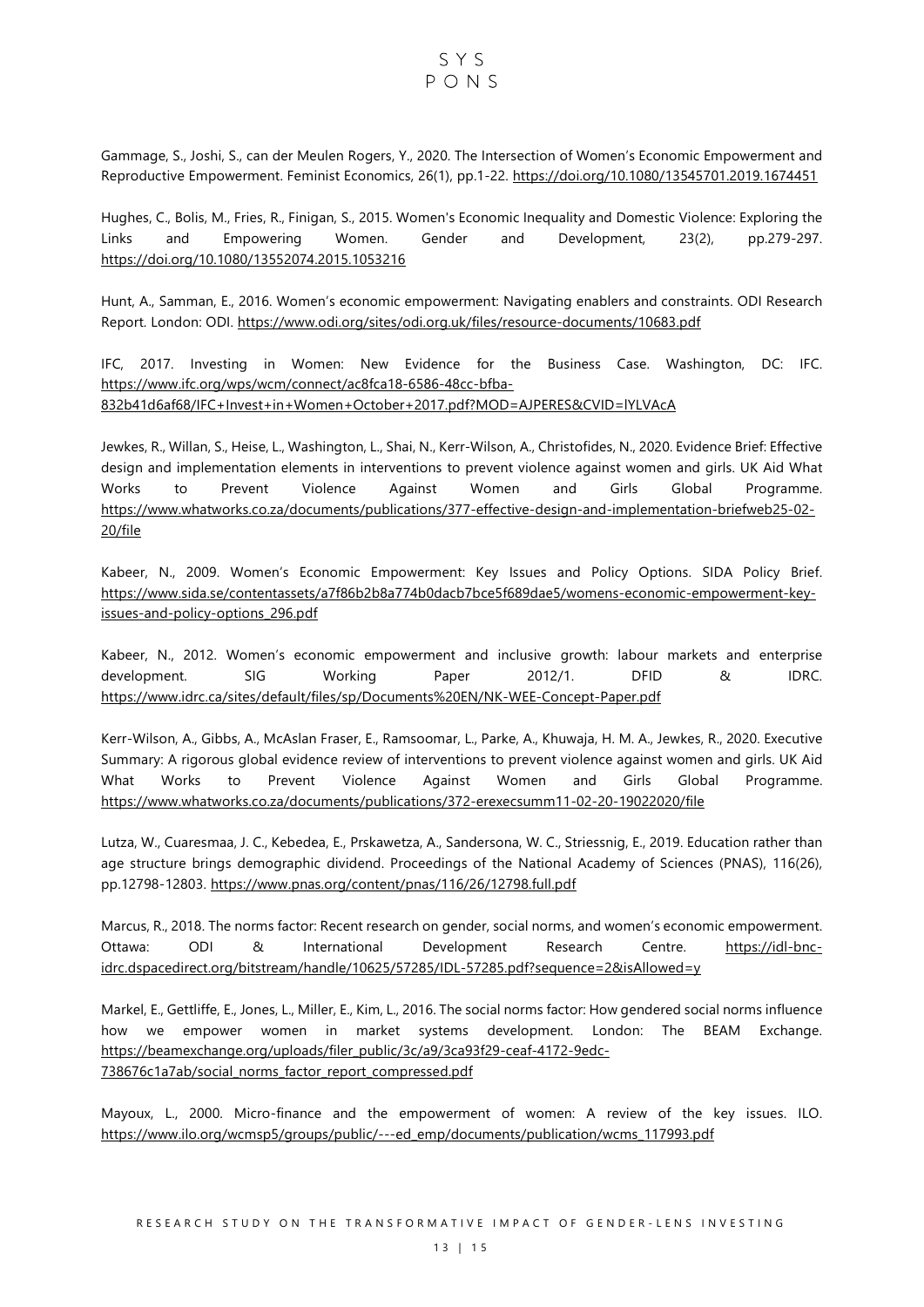Gammage, S., Joshi, S., can der Meulen Rogers, Y., 2020. The Intersection of Women's Economic Empowerment and Reproductive Empowerment. Feminist Economics, 26(1), pp.1-22. https://doi.org/10.1080/13545701.2019.1674451

Hughes, C., Bolis, M., Fries, R., Finigan, S., 2015. Women's Economic Inequality and Domestic Violence: Exploring the Links and Empowering Women. Gender and Development, 23(2), pp.279-297. https://doi.org/10.1080/13552074.2015.1053216

Hunt, A., Samman, E., 2016. Women's economic empowerment: Navigating enablers and constraints. ODI Research Report. London: ODI. https://www.odi.org/sites/odi.org.uk/files/resource-documents/10683.pdf

IFC, 2017. Investing in Women: New Evidence for the Business Case. Washington, DC: IFC. https://www.ifc.org/wps/wcm/connect/ac8fca18-6586-48cc-bfba-832b41d6af68/IFC+Invest+in+Women+October+2017.pdf?MOD=AJPERES&CVID=lYLVAcA

Jewkes, R., Willan, S., Heise, L., Washington, L., Shai, N., Kerr-Wilson, A., Christofides, N., 2020. Evidence Brief: Effective design and implementation elements in interventions to prevent violence against women and girls. UK Aid What Works to Prevent Violence Against Women and Girls Global Programme. https://www.whatworks.co.za/documents/publications/377-effective-design-and-implementation-briefweb25-02-20/file

Kabeer, N., 2009. Women's Economic Empowerment: Key Issues and Policy Options. SIDA Policy Brief. https://www.sida.se/contentassets/a7f86b2b8a774b0dacb7bce5f689dae5/womens-economic-empowerment-key-issues-and-policy-options_296.pdf

Kabeer, N., 2012. Women's economic empowerment and inclusive growth: labour markets and enterprise development. SIG Working Paper 2012/1. DFID & IDRC. https://www.idrc.ca/sites/default/files/sp/Documents%20EN/NK-WEE-Concept-Paper.pdf

Kerr-Wilson, A., Gibbs, A., McAslan Fraser, E., Ramsoomar, L., Parke, A., Khuwaja, H. M. A., Jewkes, R., 2020. Executive Summary: A rigorous global evidence review of interventions to prevent violence against women and girls. UK Aid What Works to Prevent Violence Against Women and Girls Global Programme. https://www.whatworks.co.za/documents/publications/372-erexecsumm11-02-20-19022020/file

Lutza, W., Cuaresmaa, J. C., Kebedea, E., Prskawetza, A., Sandersona, W. C., Striessnig, E., 2019. Education rather than age structure brings demographic dividend. Proceedings of the National Academy of Sciences (PNAS), 116(26), pp.12798-12803. https://www.pnas.org/content/pnas/116/26/12798.full.pdf

Marcus, R., 2018. The norms factor: Recent research on gender, social norms, and women's economic empowerment. Ottawa: ODI & International Development Research Centre. https://idl-bnc-idrc.dspacedirect.org/bitstream/handle/10625/57285/IDL-57285.pdf?sequence=2&isAllowed=y

Markel, E., Gettliffe, E., Jones, L., Miller, E., Kim, L., 2016. The social norms factor: How gendered social norms influence how we empower women in market systems development. London: The BEAM Exchange. https://beamexchange.org/uploads/filer_public/3c/a9/3ca93f29-ceaf-4172-9edc-738676c1a7ab/social_norms_factor_report_compressed.pdf

Mayoux, L., 2000. Micro-finance and the empowerment of women: A review of the key issues. ILO. https://www.ilo.org/wcmsp5/groups/public/---ed_emp/documents/publication/wcms_117993.pdf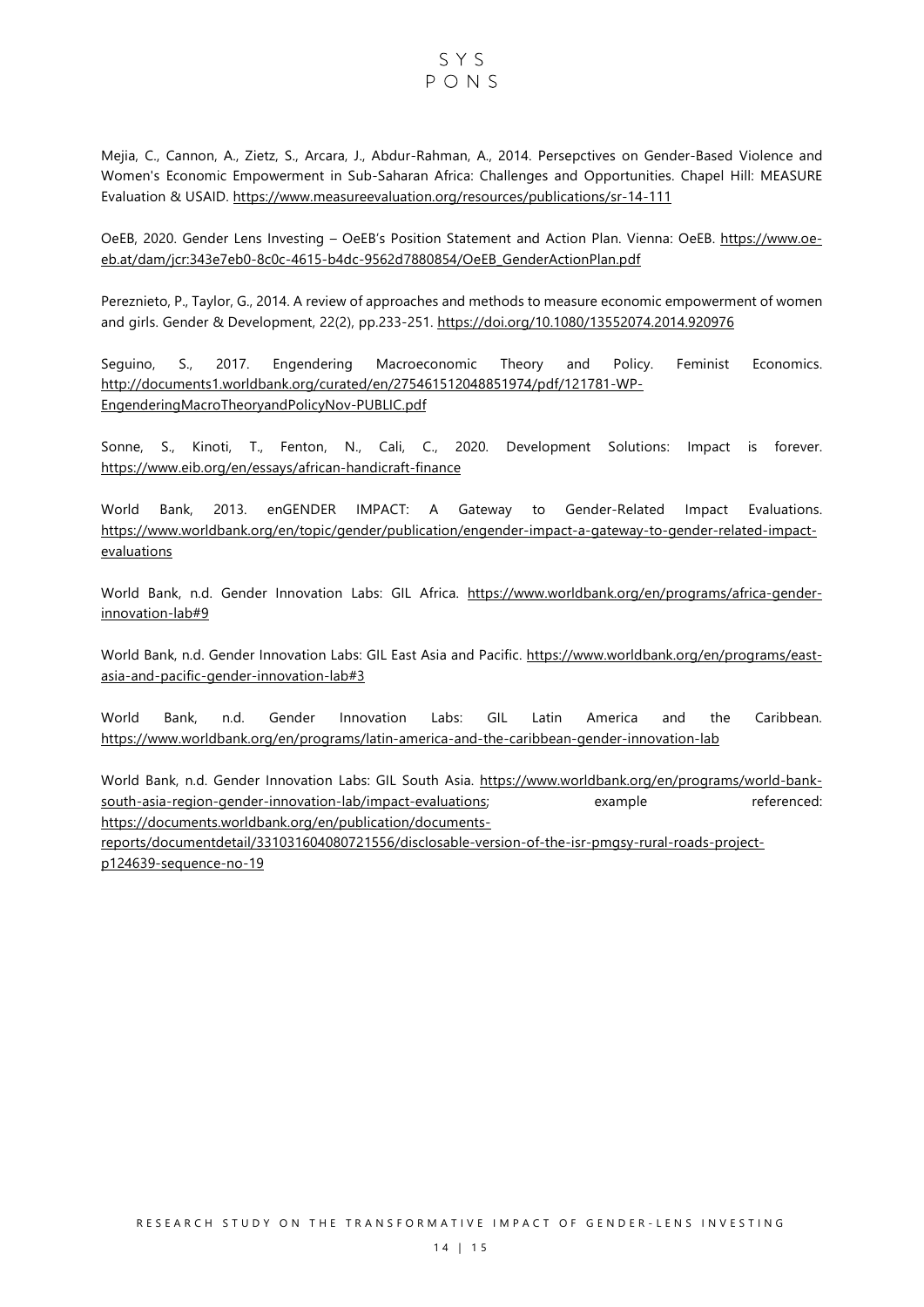Mejia, C., Cannon, A., Zietz, S., Arcara, J., Abdur-Rahman, A., 2014. Persepctives on Gender-Based Violence and Women's Economic Empowerment in Sub-Saharan Africa: Challenges and Opportunities. Chapel Hill: MEASURE Evaluation & USAID. https://www.measureevaluation.org/resources/publications/sr-14-111

OeEB, 2020. Gender Lens Investing – OeEB's Position Statement and Action Plan. Vienna: OeEB. https://www.oe-eb.at/dam/jcr:343e7eb0-8c0c-4615-b4dc-9562d7880854/OeEB_GenderActionPlan.pdf

Pereznieto, P., Taylor, G., 2014. A review of approaches and methods to measure economic empowerment of women and girls. Gender & Development, 22(2), pp.233-251. https://doi.org/10.1080/13552074.2014.920976

Seguino, S., 2017. Engendering Macroeconomic Theory and Policy. Feminist Economics. http://documents1.worldbank.org/curated/en/275461512048851974/pdf/121781-WP-EngenderingMacroTheoryandPolicyNov-PUBLIC.pdf

Sonne, S., Kinoti, T., Fenton, N., Cali, C., 2020. Development Solutions: Impact is forever. https://www.eib.org/en/essays/african-handicraft-finance

World Bank, 2013. enGENDER IMPACT: A Gateway to Gender-Related Impact Evaluations. https://www.worldbank.org/en/topic/gender/publication/engender-impact-a-gateway-to-gender-related-impact-evaluations

World Bank, n.d. Gender Innovation Labs: GIL Africa. https://www.worldbank.org/en/programs/africa-gender-innovation-lab#9

World Bank, n.d. Gender Innovation Labs: GIL East Asia and Pacific. https://www.worldbank.org/en/programs/east-asia-and-pacific-gender-innovation-lab#3

World Bank, n.d. Gender Innovation Labs: GIL Latin America and the Caribbean. https://www.worldbank.org/en/programs/latin-america-and-the-caribbean-gender-innovation-lab

World Bank, n.d. Gender Innovation Labs: GIL South Asia. https://www.worldbank.org/en/programs/world-bank-south-asia-region-gender-innovation-lab/impact-evaluations; example referenced: https://documents.worldbank.org/en/publication/documents-reports/documentdetail/331031604080721556/disclosable-version-of-the-isr-pmgsy-rural-roads-project-p124639-sequence-no-19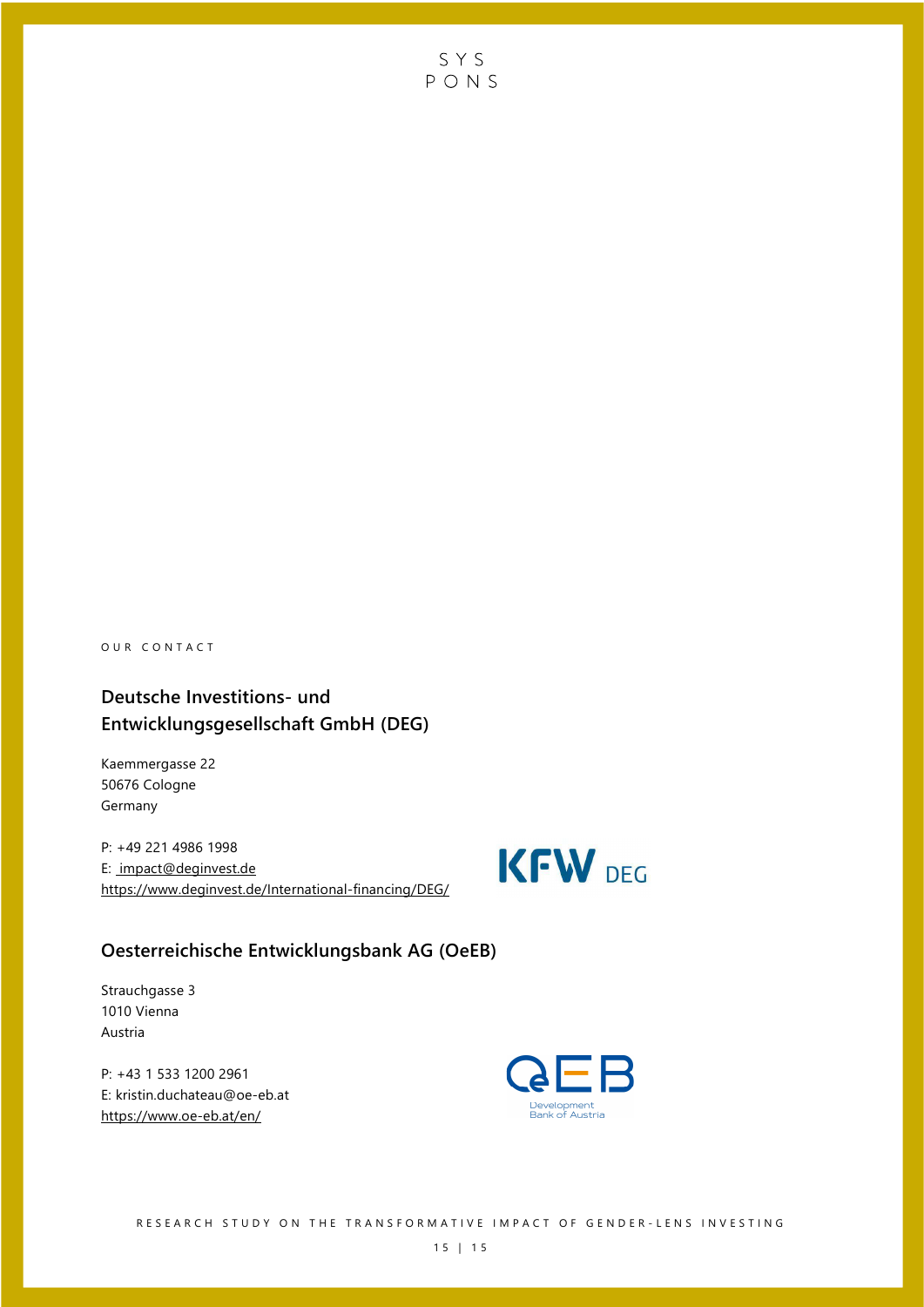OUR CONTACT

## Deutsche Investitions- und Entwicklungsgesellschaft GmbH (DEG)

Kaemmergasse 22
50676 Cologne
Germany

P: +49 221 4986 1998
E: impact@deginvest.de
https://www.deginvest.de/International-financing/DEG/

## Oesterreichische Entwicklungsbank AG (OeEB)

Strauchgasse 3
1010 Vienna
Austria

P: +43 1 533 1200 2961
E: kristin.duchateau@oe-eb.at
https://www.oe-eb.at/en/